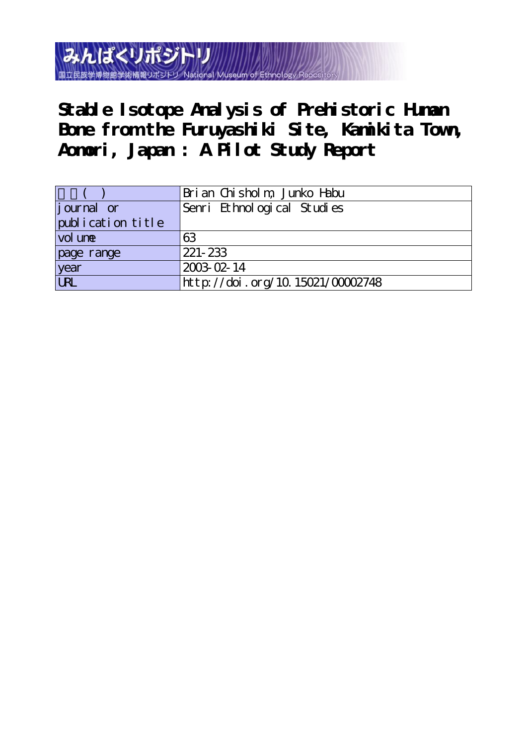みんぱくリポジトリ
国立民族学博物館学術情報リポジトリ National Museum of Ethnology Repository

# Stable Isotope Analysis of Prehistoric Human Bone from the Furuyashiki Site, Kaminkita Town, Aomori, Japan : A Pilot Study Report

| 著者(英) | Brian Chisholm, Junko Habu |
| --- | --- |
| journal or publication title | Senri Ethnological Studies |
| volume | 63 |
| page range | 221-233 |
| year | 2003-02-14 |
| URL | http://doi.org/10.15021/00002748 |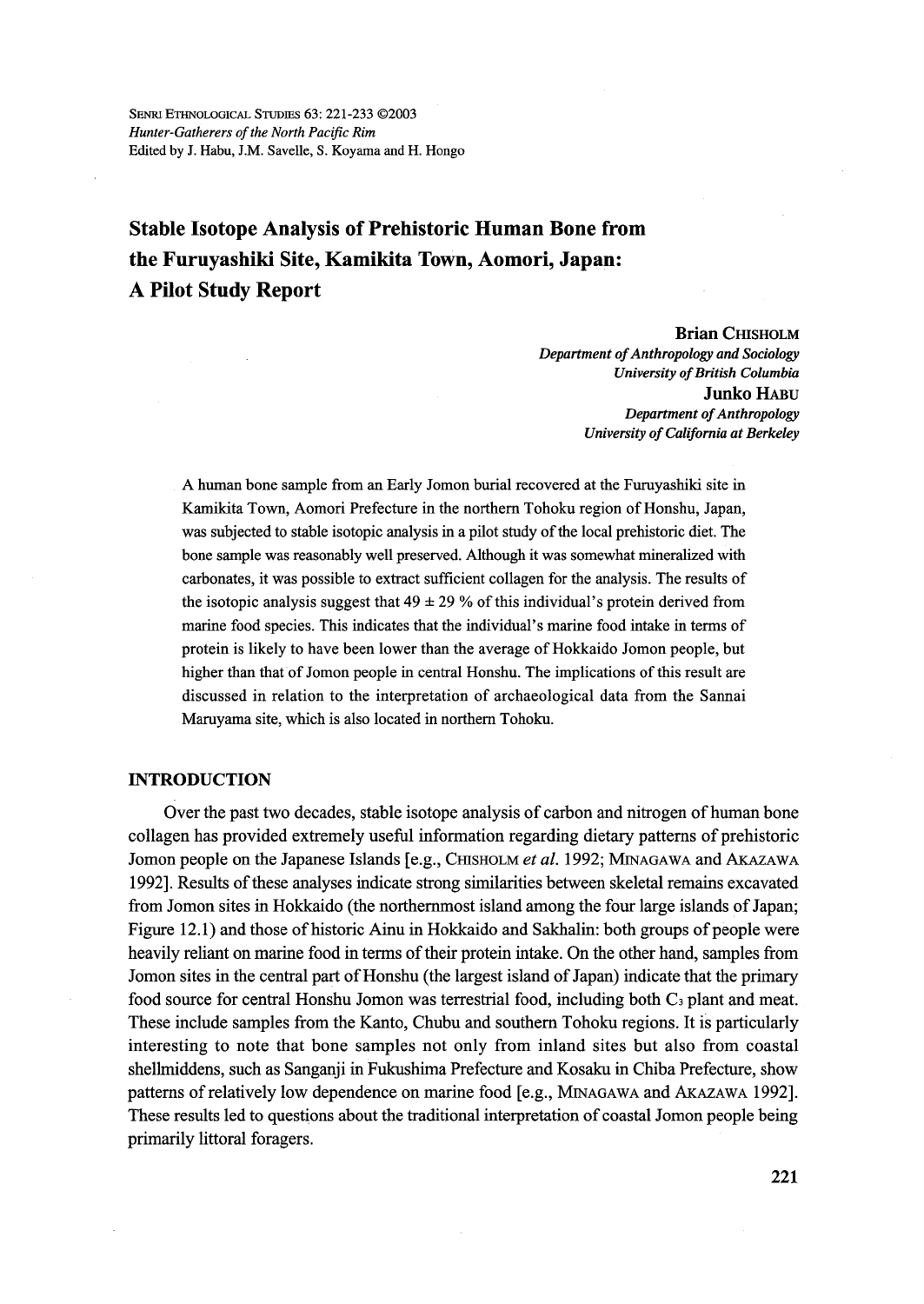Senri Ethnological Studies 63: 221-233 ©2003
*Hunter-Gatherers of the North Pacific Rim*
Edited by J. Habu, J.M. Savelle, S. Koyama and H. Hongo

# Stable Isotope Analysis of Prehistoric Human Bone from the Furuyashiki Site, Kamikita Town, Aomori, Japan: A Pilot Study Report

**Brian Chisholm**
*Department of Anthropology and Sociology*
*University of British Columbia*

**Junko Habu**
*Department of Anthropology*
*University of California at Berkeley*

A human bone sample from an Early Jomon burial recovered at the Furuyashiki site in Kamikita Town, Aomori Prefecture in the northern Tohoku region of Honshu, Japan, was subjected to stable isotopic analysis in a pilot study of the local prehistoric diet. The bone sample was reasonably well preserved. Although it was somewhat mineralized with carbonates, it was possible to extract sufficient collagen for the analysis. The results of the isotopic analysis suggest that 49 ± 29 % of this individual's protein derived from marine food species. This indicates that the individual's marine food intake in terms of protein is likely to have been lower than the average of Hokkaido Jomon people, but higher than that of Jomon people in central Honshu. The implications of this result are discussed in relation to the interpretation of archaeological data from the Sannai Maruyama site, which is also located in northern Tohoku.

## INTRODUCTION

Over the past two decades, stable isotope analysis of carbon and nitrogen of human bone collagen has provided extremely useful information regarding dietary patterns of prehistoric Jomon people on the Japanese Islands [e.g., Chisholm *et al.* 1992; Minagawa and Akazawa 1992]. Results of these analyses indicate strong similarities between skeletal remains excavated from Jomon sites in Hokkaido (the northernmost island among the four large islands of Japan; Figure 12.1) and those of historic Ainu in Hokkaido and Sakhalin: both groups of people were heavily reliant on marine food in terms of their protein intake. On the other hand, samples from Jomon sites in the central part of Honshu (the largest island of Japan) indicate that the primary food source for central Honshu Jomon was terrestrial food, including both $C_3$ plant and meat. These include samples from the Kanto, Chubu and southern Tohoku regions. It is particularly interesting to note that bone samples not only from inland sites but also from coastal shellmiddens, such as Sanganji in Fukushima Prefecture and Kosaku in Chiba Prefecture, show patterns of relatively low dependence on marine food [e.g., Minagawa and Akazawa 1992]. These results led to questions about the traditional interpretation of coastal Jomon people being primarily littoral foragers.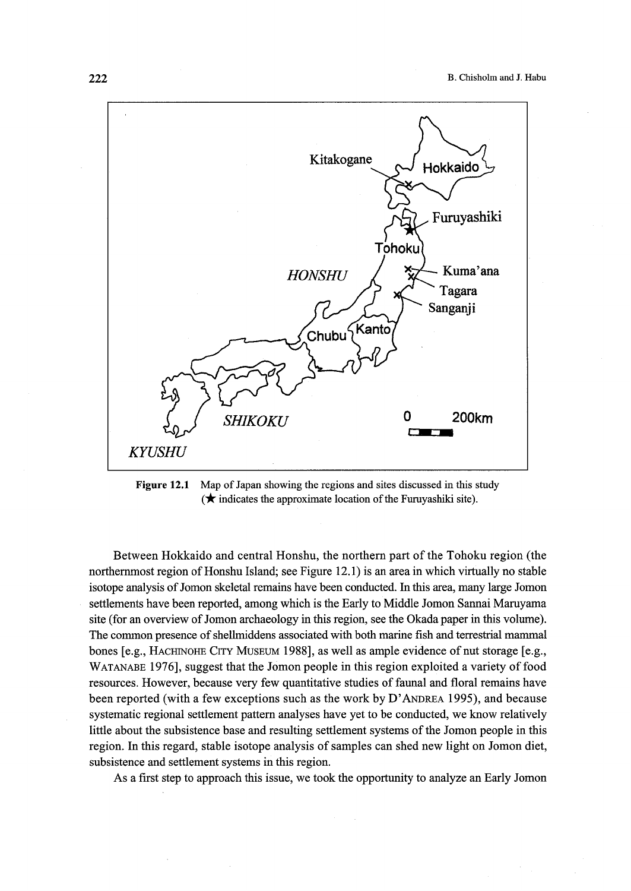Figure 12.1 Map of Japan showing the regions and sites discussed in this study (★ indicates the approximate location of the Furuyashiki site).

Between Hokkaido and central Honshu, the northern part of the Tohoku region (the northernmost region of Honshu Island; see Figure 12.1) is an area in which virtually no stable isotope analysis of Jomon skeletal remains have been conducted. In this area, many large Jomon settlements have been reported, among which is the Early to Middle Jomon Sannai Maruyama site (for an overview of Jomon archaeology in this region, see the Okada paper in this volume). The common presence of shellmiddens associated with both marine fish and terrestrial mammal bones [e.g., HACHINOHE CITY MUSEUM 1988], as well as ample evidence of nut storage [e.g., WATANABE 1976], suggest that the Jomon people in this region exploited a variety of food resources. However, because very few quantitative studies of faunal and floral remains have been reported (with a few exceptions such as the work by D'ANDREA 1995), and because systematic regional settlement pattern analyses have yet to be conducted, we know relatively little about the subsistence base and resulting settlement systems of the Jomon people in this region. In this regard, stable isotope analysis of samples can shed new light on Jomon diet, subsistence and settlement systems in this region.

As a first step to approach this issue, we took the opportunity to analyze an Early Jomon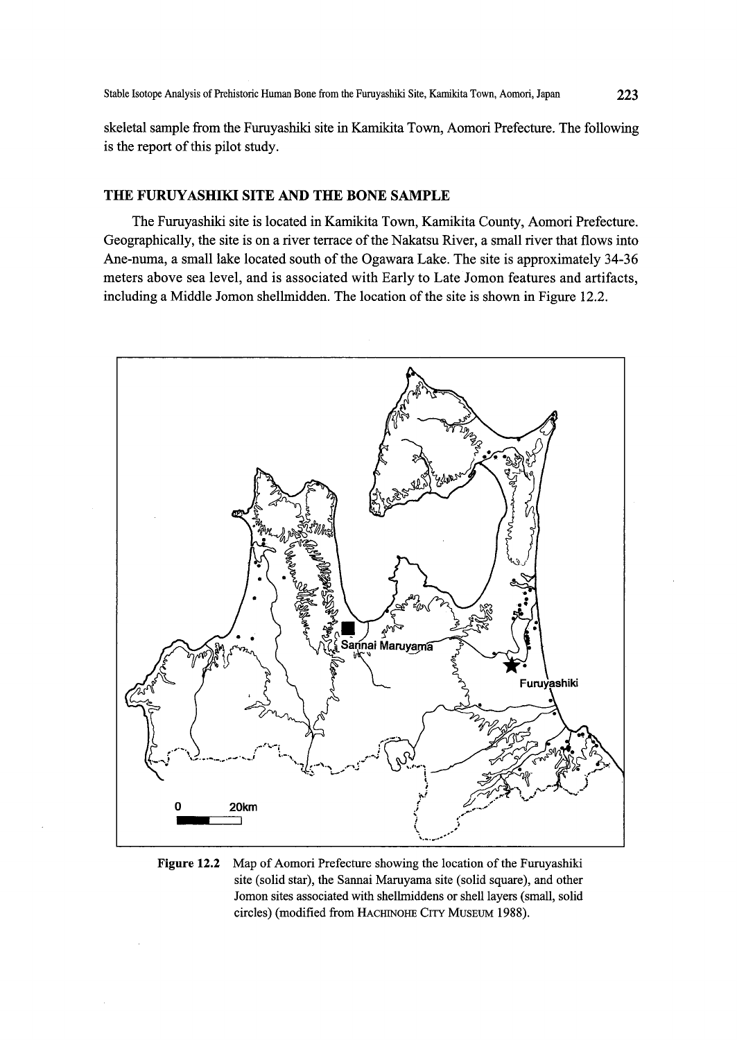skeletal sample from the Furuyashiki site in Kamikita Town, Aomori Prefecture. The following is the report of this pilot study.

## THE FURUYASHIKI SITE AND THE BONE SAMPLE

The Furuyashiki site is located in Kamikita Town, Kamikita County, Aomori Prefecture. Geographically, the site is on a river terrace of the Nakatsu River, a small river that flows into Ane-numa, a small lake located south of the Ogawara Lake. The site is approximately 34-36 meters above sea level, and is associated with Early to Late Jomon features and artifacts, including a Middle Jomon shellmidden. The location of the site is shown in Figure 12.2.

**Figure 12.2** Map of Aomori Prefecture showing the location of the Furuyashiki site (solid star), the Sannai Maruyama site (solid square), and other Jomon sites associated with shellmiddens or shell layers (small, solid circles) (modified from HACHINOHE CITY MUSEUM 1988).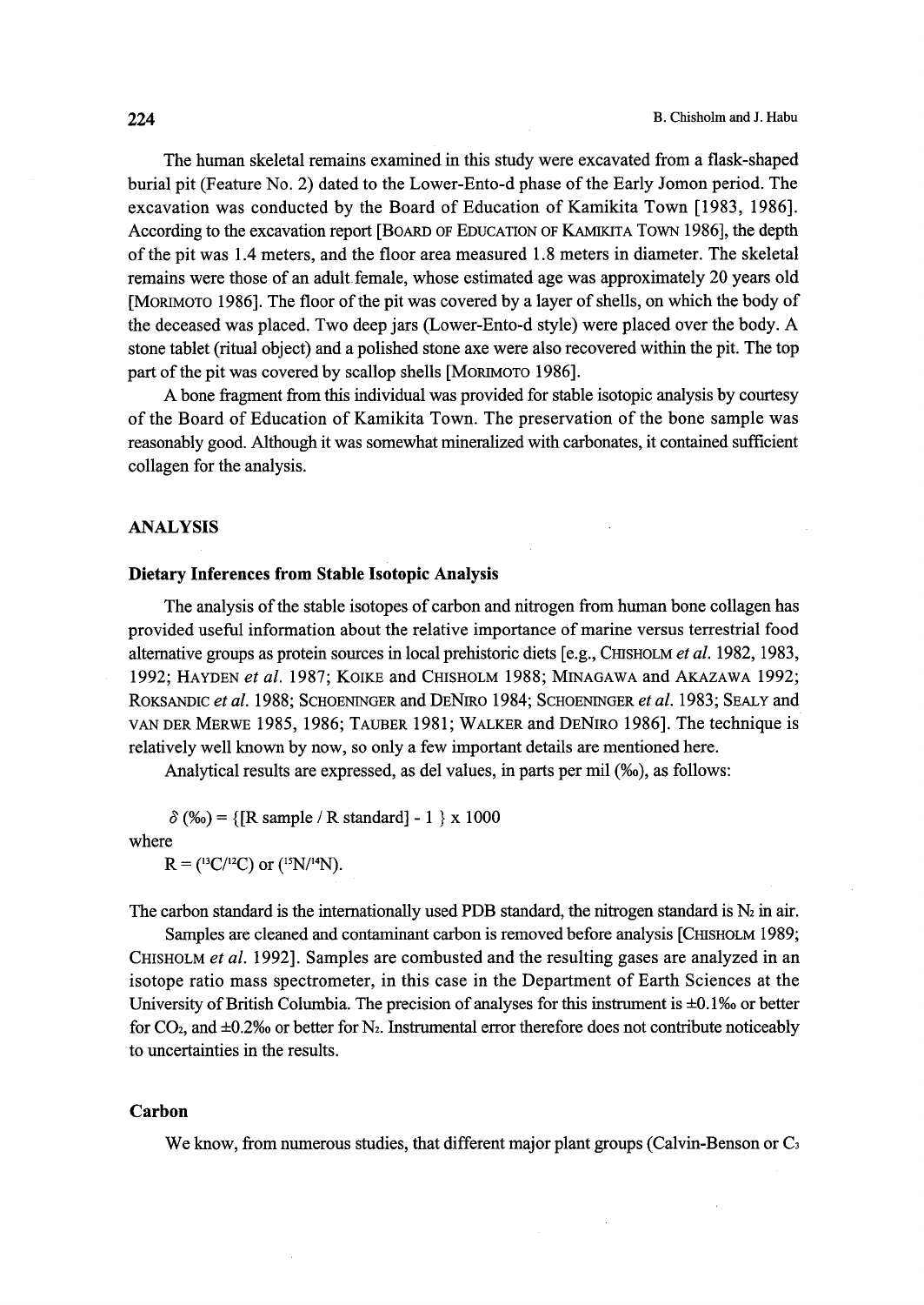The human skeletal remains examined in this study were excavated from a flask-shaped burial pit (Feature No. 2) dated to the Lower-Ento-d phase of the Early Jomon period. The excavation was conducted by the Board of Education of Kamikita Town [1983, 1986]. According to the excavation report [BOARD OF EDUCATION OF KAMIKITA TOWN 1986], the depth of the pit was 1.4 meters, and the floor area measured 1.8 meters in diameter. The skeletal remains were those of an adult female, whose estimated age was approximately 20 years old [MORIMOTO 1986]. The floor of the pit was covered by a layer of shells, on which the body of the deceased was placed. Two deep jars (Lower-Ento-d style) were placed over the body. A stone tablet (ritual object) and a polished stone axe were also recovered within the pit. The top part of the pit was covered by scallop shells [MORIMOTO 1986].

A bone fragment from this individual was provided for stable isotopic analysis by courtesy of the Board of Education of Kamikita Town. The preservation of the bone sample was reasonably good. Although it was somewhat mineralized with carbonates, it contained sufficient collagen for the analysis.

## ANALYSIS

### Dietary Inferences from Stable Isotopic Analysis

The analysis of the stable isotopes of carbon and nitrogen from human bone collagen has provided useful information about the relative importance of marine versus terrestrial food alternative groups as protein sources in local prehistoric diets [e.g., CHISHOLM *et al.* 1982, 1983, 1992; HAYDEN *et al.* 1987; KOIKE and CHISHOLM 1988; MINAGAWA and AKAZAWA 1992; ROKSANDIC *et al.* 1988; SCHOENINGER and DENIRO 1984; SCHOENINGER *et al.* 1983; SEALY and VAN DER MERWE 1985, 1986; TAUBER 1981; WALKER and DENIRO 1986]. The technique is relatively well known by now, so only a few important details are mentioned here.

Analytical results are expressed, as del values, in parts per mil (‰), as follows:

$$\delta (‰) = \{[R\ \text{sample} / R\ \text{standard}] - 1\} \times 1000$$

where

$$R = ({}^{13}C/{}^{12}C) \text{ or } ({}^{15}N/{}^{14}N).$$

The carbon standard is the internationally used PDB standard, the nitrogen standard is $N_2$ in air.

Samples are cleaned and contaminant carbon is removed before analysis [CHISHOLM 1989; CHISHOLM *et al.* 1992]. Samples are combusted and the resulting gases are analyzed in an isotope ratio mass spectrometer, in this case in the Department of Earth Sciences at the University of British Columbia. The precision of analyses for this instrument is ±0.1‰ or better for $CO_2$, and ±0.2‰ or better for $N_2$. Instrumental error therefore does not contribute noticeably to uncertainties in the results.

### Carbon

We know, from numerous studies, that different major plant groups (Calvin-Benson or $C_3$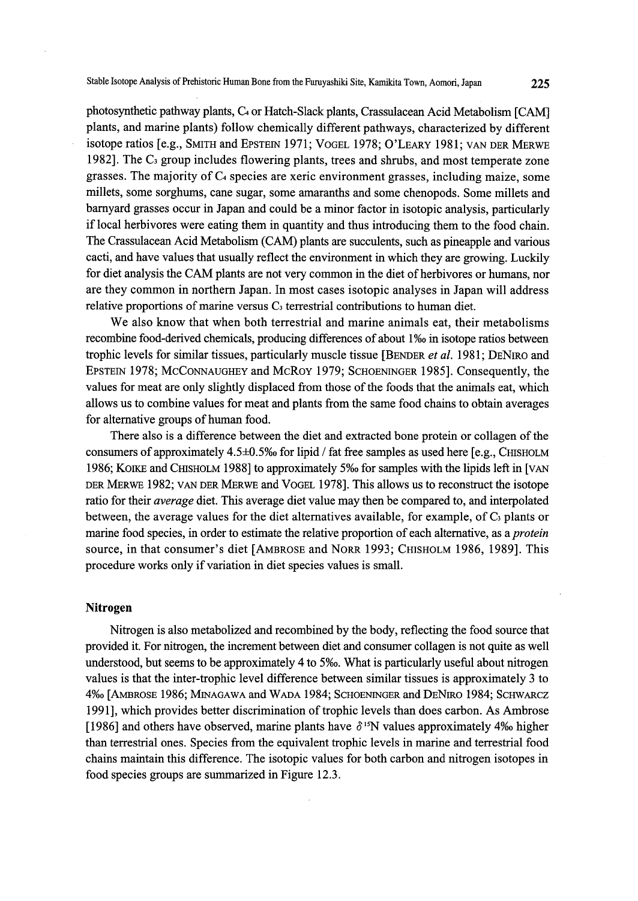photosynthetic pathway plants, $C_4$ or Hatch-Slack plants, Crassulacean Acid Metabolism [CAM] plants, and marine plants) follow chemically different pathways, characterized by different isotope ratios [e.g., SMITH and EPSTEIN 1971; VOGEL 1978; O'LEARY 1981; VAN DER MERWE 1982]. The $C_3$ group includes flowering plants, trees and shrubs, and most temperate zone grasses. The majority of $C_4$ species are xeric environment grasses, including maize, some millets, some sorghums, cane sugar, some amaranths and some chenopods. Some millets and barnyard grasses occur in Japan and could be a minor factor in isotopic analysis, particularly if local herbivores were eating them in quantity and thus introducing them to the food chain. The Crassulacean Acid Metabolism (CAM) plants are succulents, such as pineapple and various cacti, and have values that usually reflect the environment in which they are growing. Luckily for diet analysis the CAM plants are not very common in the diet of herbivores or humans, nor are they common in northern Japan. In most cases isotopic analyses in Japan will address relative proportions of marine versus $C_3$ terrestrial contributions to human diet.

We also know that when both terrestrial and marine animals eat, their metabolisms recombine food-derived chemicals, producing differences of about 1‰ in isotope ratios between trophic levels for similar tissues, particularly muscle tissue [BENDER *et al.* 1981; DENIRO and EPSTEIN 1978; MCCONNAUGHEY and MCROY 1979; SCHOENINGER 1985]. Consequently, the values for meat are only slightly displaced from those of the foods that the animals eat, which allows us to combine values for meat and plants from the same food chains to obtain averages for alternative groups of human food.

There also is a difference between the diet and extracted bone protein or collagen of the consumers of approximately 4.5±0.5‰ for lipid / fat free samples as used here [e.g., CHISHOLM 1986; KOIKE and CHISHOLM 1988] to approximately 5‰ for samples with the lipids left in [VAN DER MERWE 1982; VAN DER MERWE and VOGEL 1978]. This allows us to reconstruct the isotope ratio for their *average* diet. This average diet value may then be compared to, and interpolated between, the average values for the diet alternatives available, for example, of $C_3$ plants or marine food species, in order to estimate the relative proportion of each alternative, as a *protein* source, in that consumer's diet [AMBROSE and NORR 1993; CHISHOLM 1986, 1989]. This procedure works only if variation in diet species values is small.

### Nitrogen

Nitrogen is also metabolized and recombined by the body, reflecting the food source that provided it. For nitrogen, the increment between diet and consumer collagen is not quite as well understood, but seems to be approximately 4 to 5‰. What is particularly useful about nitrogen values is that the inter-trophic level difference between similar tissues is approximately 3 to 4‰ [AMBROSE 1986; MINAGAWA and WADA 1984; SCHOENINGER and DENIRO 1984; SCHWARCZ 1991], which provides better discrimination of trophic levels than does carbon. As Ambrose [1986] and others have observed, marine plants have $\delta^{15}N$ values approximately 4‰ higher than terrestrial ones. Species from the equivalent trophic levels in marine and terrestrial food chains maintain this difference. The isotopic values for both carbon and nitrogen isotopes in food species groups are summarized in Figure 12.3.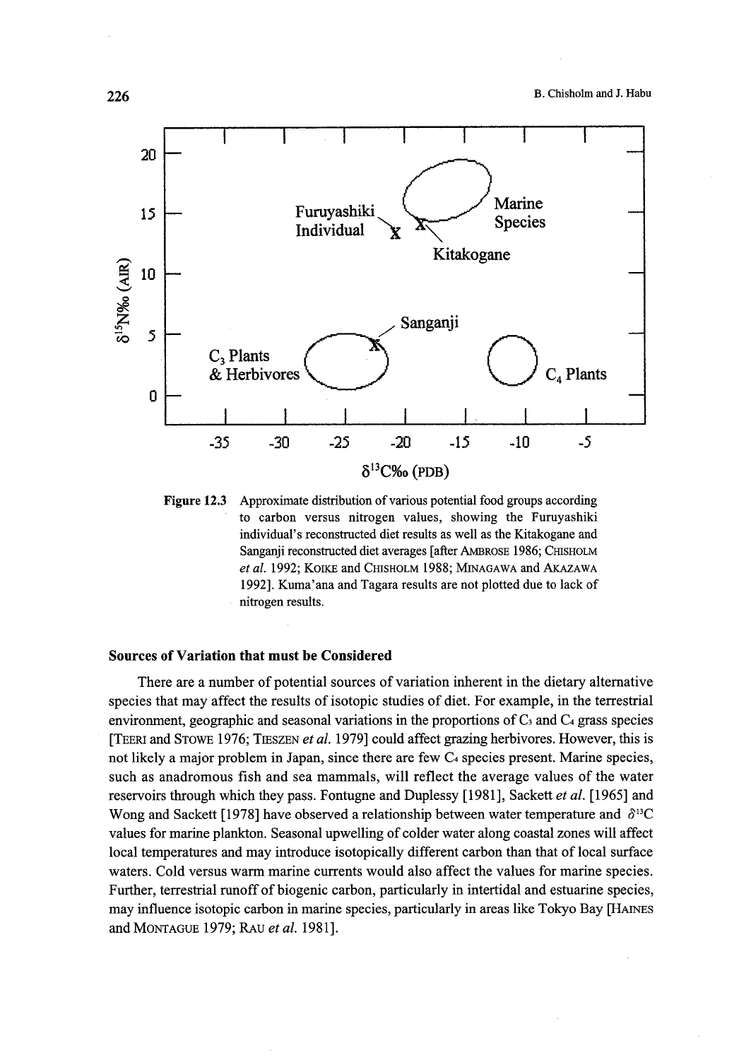Figure 12.3 Approximate distribution of various potential food groups according to carbon versus nitrogen values, showing the Furuyashiki individual's reconstructed diet results as well as the Kitakogane and Sanganji reconstructed diet averages [after AMBROSE 1986; CHISHOLM *et al.* 1992; KOIKE and CHISHOLM 1988; MINAGAWA and AKAZAWA 1992]. Kuma'ana and Tagara results are not plotted due to lack of nitrogen results.

### Sources of Variation that must be Considered

There are a number of potential sources of variation inherent in the dietary alternative species that may affect the results of isotopic studies of diet. For example, in the terrestrial environment, geographic and seasonal variations in the proportions of $C_3$ and $C_4$ grass species [TEERI and STOWE 1976; TIESZEN *et al.* 1979] could affect grazing herbivores. However, this is not likely a major problem in Japan, since there are few $C_4$ species present. Marine species, such as anadromous fish and sea mammals, will reflect the average values of the water reservoirs through which they pass. Fontugne and Duplessy [1981], Sackett *et al.* [1965] and Wong and Sackett [1978] have observed a relationship between water temperature and $\delta^{13}C$ values for marine plankton. Seasonal upwelling of colder water along coastal zones will affect local temperatures and may introduce isotopically different carbon than that of local surface waters. Cold versus warm marine currents would also affect the values for marine species. Further, terrestrial runoff of biogenic carbon, particularly in intertidal and estuarine species, may influence isotopic carbon in marine species, particularly in areas like Tokyo Bay [HAINES and MONTAGUE 1979; RAU *et al.* 1981].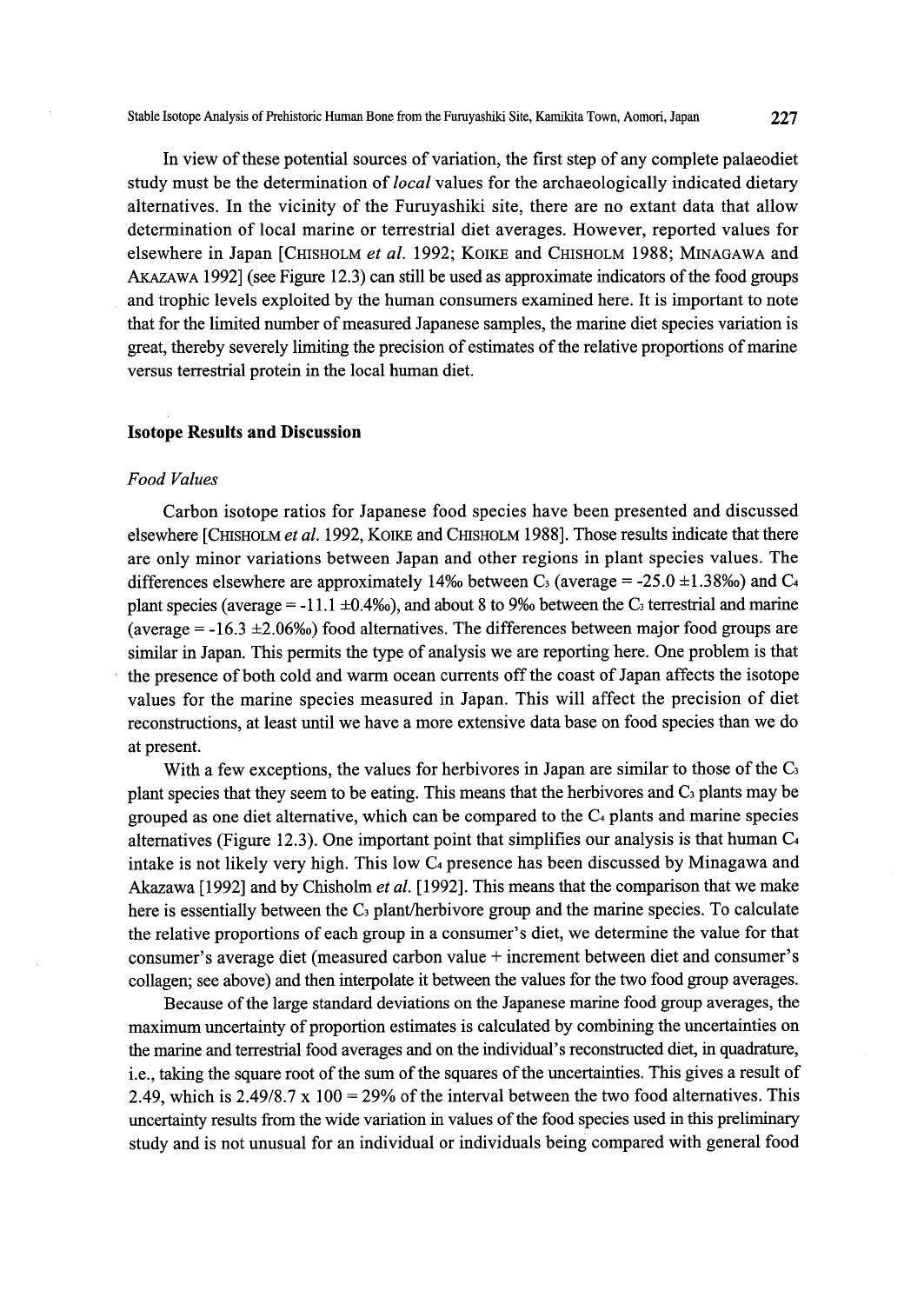In view of these potential sources of variation, the first step of any complete palaeodiet study must be the determination of *local* values for the archaeologically indicated dietary alternatives. In the vicinity of the Furuyashiki site, there are no extant data that allow determination of local marine or terrestrial diet averages. However, reported values for elsewhere in Japan [Chisholm *et al.* 1992; Koike and Chisholm 1988; Minagawa and Akazawa 1992] (see Figure 12.3) can still be used as approximate indicators of the food groups and trophic levels exploited by the human consumers examined here. It is important to note that for the limited number of measured Japanese samples, the marine diet species variation is great, thereby severely limiting the precision of estimates of the relative proportions of marine versus terrestrial protein in the local human diet.

## Isotope Results and Discussion

### *Food Values*

Carbon isotope ratios for Japanese food species have been presented and discussed elsewhere [Chisholm *et al.* 1992, Koike and Chisholm 1988]. Those results indicate that there are only minor variations between Japan and other regions in plant species values. The differences elsewhere are approximately 14‰ between $C_3$ (average = -25.0 ±1.38‰) and $C_4$ plant species (average = -11.1 ±0.4‰), and about 8 to 9‰ between the $C_3$ terrestrial and marine (average = -16.3 ±2.06‰) food alternatives. The differences between major food groups are similar in Japan. This permits the type of analysis we are reporting here. One problem is that the presence of both cold and warm ocean currents off the coast of Japan affects the isotope values for the marine species measured in Japan. This will affect the precision of diet reconstructions, at least until we have a more extensive data base on food species than we do at present.

With a few exceptions, the values for herbivores in Japan are similar to those of the $C_3$ plant species that they seem to be eating. This means that the herbivores and $C_3$ plants may be grouped as one diet alternative, which can be compared to the $C_4$ plants and marine species alternatives (Figure 12.3). One important point that simplifies our analysis is that human $C_4$ intake is not likely very high. This low $C_4$ presence has been discussed by Minagawa and Akazawa [1992] and by Chisholm *et al.* [1992]. This means that the comparison that we make here is essentially between the $C_3$ plant/herbivore group and the marine species. To calculate the relative proportions of each group in a consumer's diet, we determine the value for that consumer's average diet (measured carbon value + increment between diet and consumer's collagen; see above) and then interpolate it between the values for the two food group averages.

Because of the large standard deviations on the Japanese marine food group averages, the maximum uncertainty of proportion estimates is calculated by combining the uncertainties on the marine and terrestrial food averages and on the individual's reconstructed diet, in quadrature, i.e., taking the square root of the sum of the squares of the uncertainties. This gives a result of 2.49, which is $2.49/8.7 \times 100 = 29\%$ of the interval between the two food alternatives. This uncertainty results from the wide variation in values of the food species used in this preliminary study and is not unusual for an individual or individuals being compared with general food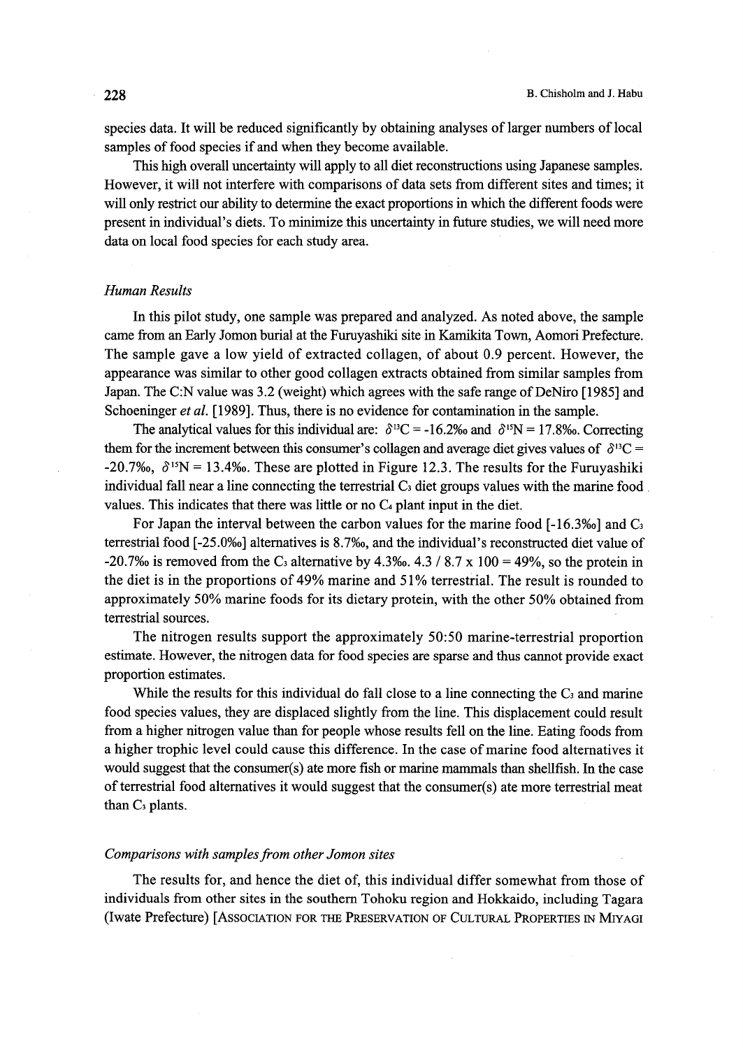species data. It will be reduced significantly by obtaining analyses of larger numbers of local samples of food species if and when they become available.

This high overall uncertainty will apply to all diet reconstructions using Japanese samples. However, it will not interfere with comparisons of data sets from different sites and times; it will only restrict our ability to determine the exact proportions in which the different foods were present in individual's diets. To minimize this uncertainty in future studies, we will need more data on local food species for each study area.

### *Human Results*

In this pilot study, one sample was prepared and analyzed. As noted above, the sample came from an Early Jomon burial at the Furuyashiki site in Kamikita Town, Aomori Prefecture. The sample gave a low yield of extracted collagen, of about 0.9 percent. However, the appearance was similar to other good collagen extracts obtained from similar samples from Japan. The C:N value was 3.2 (weight) which agrees with the safe range of DeNiro [1985] and Schoeninger *et al.* [1989]. Thus, there is no evidence for contamination in the sample.

The analytical values for this individual are: $\delta^{13}C = -16.2‰$ and $\delta^{15}N = 17.8‰$. Correcting them for the increment between this consumer's collagen and average diet gives values of $\delta^{13}C = -20.7‰$, $\delta^{15}N = 13.4‰$. These are plotted in Figure 12.3. The results for the Furuyashiki individual fall near a line connecting the terrestrial $C_3$ diet groups values with the marine food values. This indicates that there was little or no $C_4$ plant input in the diet.

For Japan the interval between the carbon values for the marine food [-16.3‰] and $C_3$ terrestrial food [-25.0‰] alternatives is 8.7‰, and the individual's reconstructed diet value of -20.7‰ is removed from the $C_3$ alternative by 4.3‰. $4.3 / 8.7 \times 100 = 49\%$, so the protein in the diet is in the proportions of 49% marine and 51% terrestrial. The result is rounded to approximately 50% marine foods for its dietary protein, with the other 50% obtained from terrestrial sources.

The nitrogen results support the approximately 50:50 marine-terrestrial proportion estimate. However, the nitrogen data for food species are sparse and thus cannot provide exact proportion estimates.

While the results for this individual do fall close to a line connecting the $C_3$ and marine food species values, they are displaced slightly from the line. This displacement could result from a higher nitrogen value than for people whose results fell on the line. Eating foods from a higher trophic level could cause this difference. In the case of marine food alternatives it would suggest that the consumer(s) ate more fish or marine mammals than shellfish. In the case of terrestrial food alternatives it would suggest that the consumer(s) ate more terrestrial meat than $C_3$ plants.

### *Comparisons with samples from other Jomon sites*

The results for, and hence the diet of, this individual differ somewhat from those of individuals from other sites in the southern Tohoku region and Hokkaido, including Tagara (Iwate Prefecture) [Association for the Preservation of Cultural Properties in Miyagi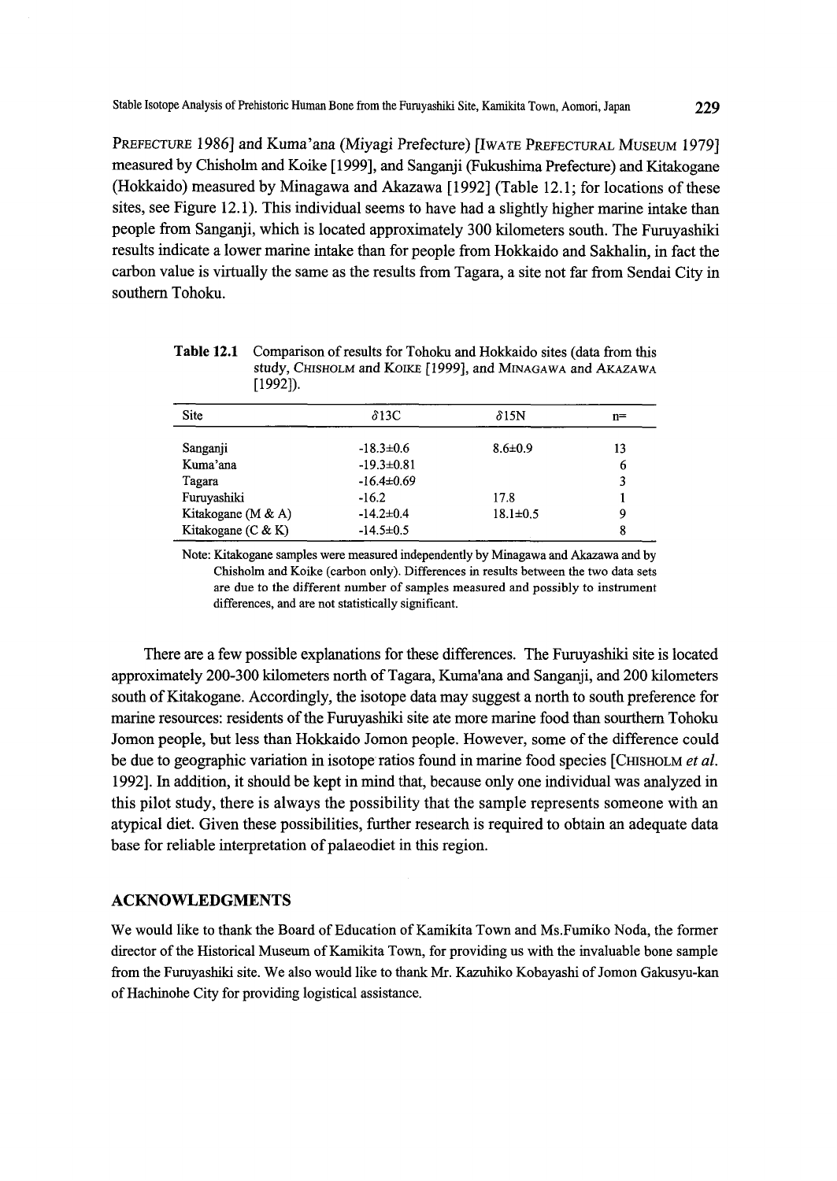PREFECTURE 1986] and Kuma'ana (Miyagi Prefecture) [IWATE PREFECTURAL MUSEUM 1979] measured by Chisholm and Koike [1999], and Sanganji (Fukushima Prefecture) and Kitakogane (Hokkaido) measured by Minagawa and Akazawa [1992] (Table 12.1; for locations of these sites, see Figure 12.1). This individual seems to have had a slightly higher marine intake than people from Sanganji, which is located approximately 300 kilometers south. The Furuyashiki results indicate a lower marine intake than for people from Hokkaido and Sakhalin, in fact the carbon value is virtually the same as the results from Tagara, a site not far from Sendai City in southern Tohoku.

**Table 12.1** Comparison of results for Tohoku and Hokkaido sites (data from this study, CHISHOLM and KOIKE [1999], and MINAGAWA and AKAZAWA [1992]).

| Site | $\delta$13C | $\delta$15N | n= |
|---|---|---|---|
| Sanganji | -18.3±0.6 | 8.6±0.9 | 13 |
| Kuma'ana | -19.3±0.81 | | 6 |
| Tagara | -16.4±0.69 | | 3 |
| Furuyashiki | -16.2 | 17.8 | 1 |
| Kitakogane (M & A) | -14.2±0.4 | 18.1±0.5 | 9 |
| Kitakogane (C & K) | -14.5±0.5 | | 8 |

Note: Kitakogane samples were measured independently by Minagawa and Akazawa and by Chisholm and Koike (carbon only). Differences in results between the two data sets are due to the different number of samples measured and possibly to instrument differences, and are not statistically significant.

There are a few possible explanations for these differences. The Furuyashiki site is located approximately 200-300 kilometers north of Tagara, Kuma'ana and Sanganji, and 200 kilometers south of Kitakogane. Accordingly, the isotope data may suggest a north to south preference for marine resources: residents of the Furuyashiki site ate more marine food than sourthern Tohoku Jomon people, but less than Hokkaido Jomon people. However, some of the difference could be due to geographic variation in isotope ratios found in marine food species [CHISHOLM *et al.* 1992]. In addition, it should be kept in mind that, because only one individual was analyzed in this pilot study, there is always the possibility that the sample represents someone with an atypical diet. Given these possibilities, further research is required to obtain an adequate data base for reliable interpretation of palaeodiet in this region.

## ACKNOWLEDGMENTS

We would like to thank the Board of Education of Kamikita Town and Ms.Fumiko Noda, the former director of the Historical Museum of Kamikita Town, for providing us with the invaluable bone sample from the Furuyashiki site. We also would like to thank Mr. Kazuhiko Kobayashi of Jomon Gakusyu-kan of Hachinohe City for providing logistical assistance.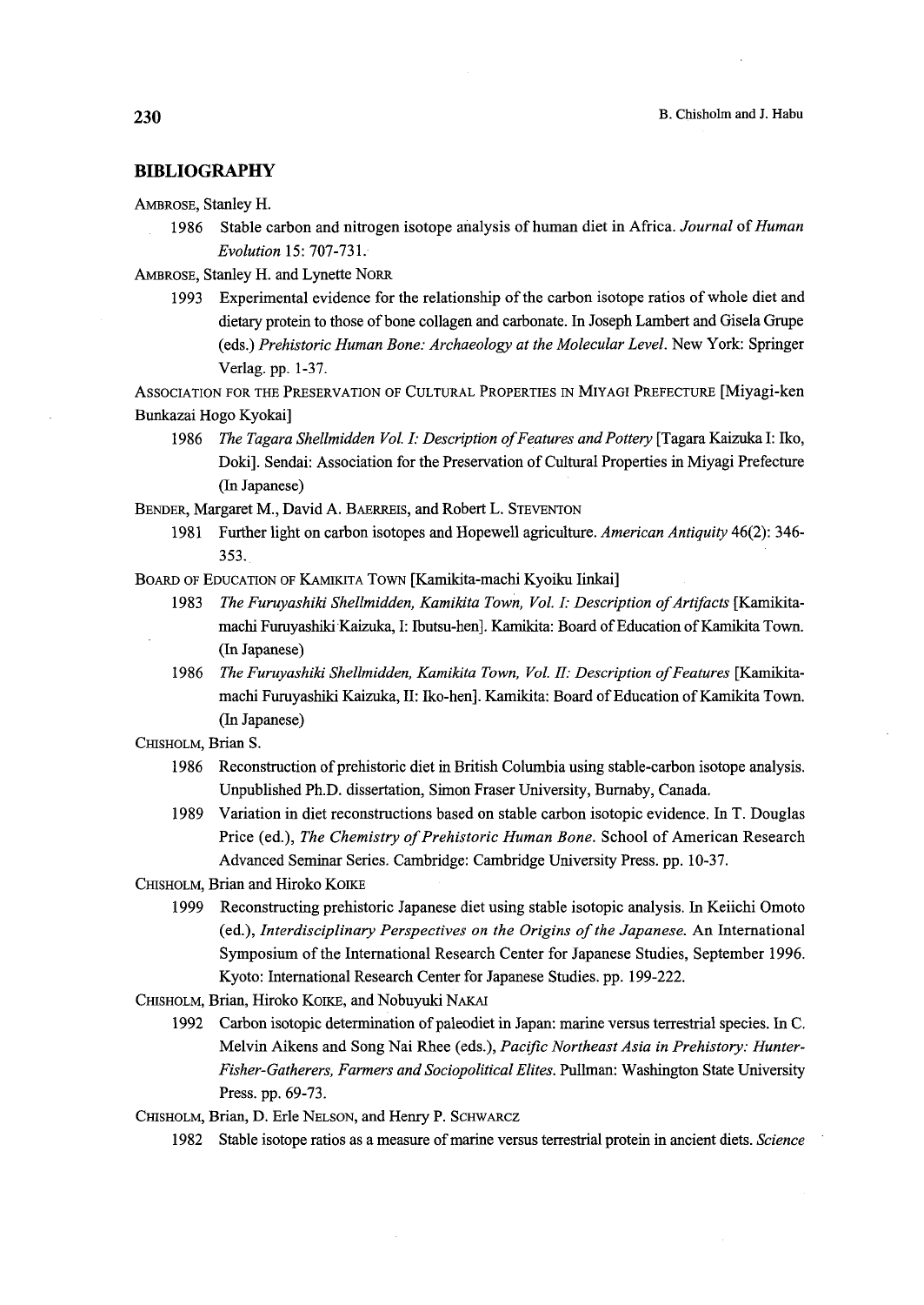## BIBLIOGRAPHY

AMBROSE, Stanley H.

1986 Stable carbon and nitrogen isotope analysis of human diet in Africa. *Journal of Human Evolution* 15: 707-731.

AMBROSE, Stanley H. and Lynette NORR

1993 Experimental evidence for the relationship of the carbon isotope ratios of whole diet and dietary protein to those of bone collagen and carbonate. In Joseph Lambert and Gisela Grupe (eds.) *Prehistoric Human Bone: Archaeology at the Molecular Level*. New York: Springer Verlag. pp. 1-37.

ASSOCIATION FOR THE PRESERVATION OF CULTURAL PROPERTIES IN MIYAGI PREFECTURE [Miyagi-ken Bunkazai Hogo Kyokai]

1986 *The Tagara Shellmidden Vol. I: Description of Features and Pottery* [Tagara Kaizuka I: Iko, Doki]. Sendai: Association for the Preservation of Cultural Properties in Miyagi Prefecture (In Japanese)

BENDER, Margaret M., David A. BAERREIS, and Robert L. STEVENTON

1981 Further light on carbon isotopes and Hopewell agriculture. *American Antiquity* 46(2): 346-353.

BOARD OF EDUCATION OF KAMIKITA TOWN [Kamikita-machi Kyoiku Iinkai]

1983 *The Furuyashiki Shellmidden, Kamikita Town, Vol. I: Description of Artifacts* [Kamikita-machi Furuyashiki Kaizuka, I: Ibutsu-hen]. Kamikita: Board of Education of Kamikita Town. (In Japanese)

1986 *The Furuyashiki Shellmidden, Kamikita Town, Vol. II: Description of Features* [Kamikita-machi Furuyashiki Kaizuka, II: Iko-hen]. Kamikita: Board of Education of Kamikita Town. (In Japanese)

CHISHOLM, Brian S.

1986 Reconstruction of prehistoric diet in British Columbia using stable-carbon isotope analysis. Unpublished Ph.D. dissertation, Simon Fraser University, Burnaby, Canada.

1989 Variation in diet reconstructions based on stable carbon isotopic evidence. In T. Douglas Price (ed.), *The Chemistry of Prehistoric Human Bone*. School of American Research Advanced Seminar Series. Cambridge: Cambridge University Press. pp. 10-37.

CHISHOLM, Brian and Hiroko KOIKE

1999 Reconstructing prehistoric Japanese diet using stable isotopic analysis. In Keiichi Omoto (ed.), *Interdisciplinary Perspectives on the Origins of the Japanese*. An International Symposium of the International Research Center for Japanese Studies, September 1996. Kyoto: International Research Center for Japanese Studies. pp. 199-222.

CHISHOLM, Brian, Hiroko KOIKE, and Nobuyuki NAKAI

1992 Carbon isotopic determination of paleodiet in Japan: marine versus terrestrial species. In C. Melvin Aikens and Song Nai Rhee (eds.), *Pacific Northeast Asia in Prehistory: Hunter-Fisher-Gatherers, Farmers and Sociopolitical Elites*. Pullman: Washington State University Press. pp. 69-73.

CHISHOLM, Brian, D. Erle NELSON, and Henry P. SCHWARCZ

1982 Stable isotope ratios as a measure of marine versus terrestrial protein in ancient diets. *Science*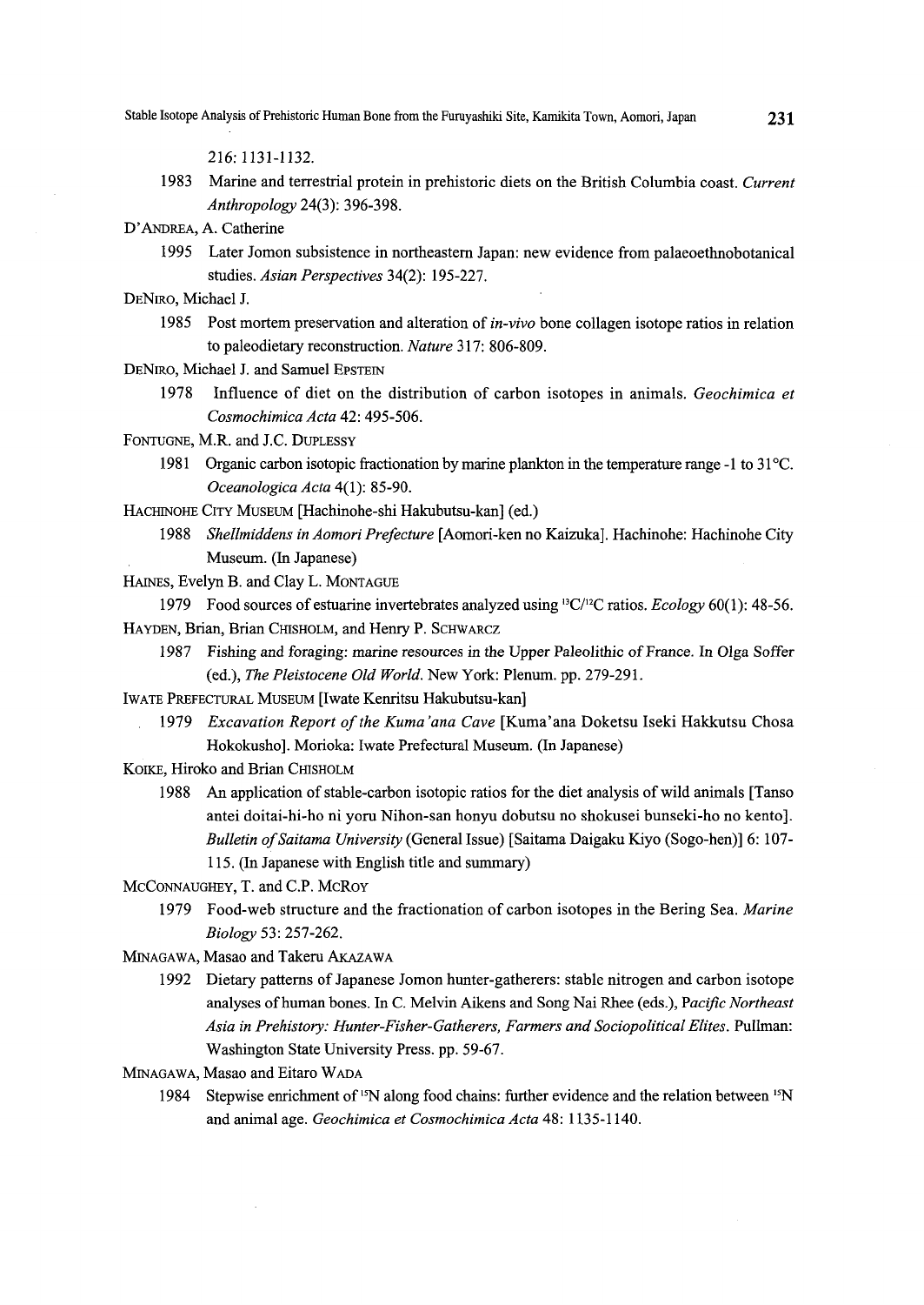216: 1131-1132.

1983 Marine and terrestrial protein in prehistoric diets on the British Columbia coast. *Current Anthropology* 24(3): 396-398.

D'ANDREA, A. Catherine

1995 Later Jomon subsistence in northeastern Japan: new evidence from palaeoethnobotanical studies. *Asian Perspectives* 34(2): 195-227.

DENIRO, Michael J.

1985 Post mortem preservation and alteration of *in-vivo* bone collagen isotope ratios in relation to paleodietary reconstruction. *Nature* 317: 806-809.

DENIRO, Michael J. and Samuel EPSTEIN

1978 Influence of diet on the distribution of carbon isotopes in animals. *Geochimica et Cosmochimica Acta* 42: 495-506.

FONTUGNE, M.R. and J.C. DUPLESSY

1981 Organic carbon isotopic fractionation by marine plankton in the temperature range -1 to 31°C. *Oceanologica Acta* 4(1): 85-90.

HACHINOHE CITY MUSEUM [Hachinohe-shi Hakubutsu-kan] (ed.)

1988 *Shellmiddens in Aomori Prefecture* [Aomori-ken no Kaizuka]. Hachinohe: Hachinohe City Museum. (In Japanese)

HAINES, Evelyn B. and Clay L. MONTAGUE

1979 Food sources of estuarine invertebrates analyzed using $^{13}C/^{12}C$ ratios. *Ecology* 60(1): 48-56.

HAYDEN, Brian, Brian CHISHOLM, and Henry P. SCHWARCZ

1987 Fishing and foraging: marine resources in the Upper Paleolithic of France. In Olga Soffer (ed.), *The Pleistocene Old World*. New York: Plenum. pp. 279-291.

IWATE PREFECTURAL MUSEUM [Iwate Kenritsu Hakubutsu-kan]

1979 *Excavation Report of the Kuma'ana Cave* [Kuma'ana Doketsu Iseki Hakkutsu Chosa Hokokusho]. Morioka: Iwate Prefectural Museum. (In Japanese)

KOIKE, Hiroko and Brian CHISHOLM

1988 An application of stable-carbon isotopic ratios for the diet analysis of wild animals [Tanso antei doitai-hi-ho ni yoru Nihon-san honyu dobutsu no shokusei bunseki-ho no kento]. *Bulletin of Saitama University* (General Issue) [Saitama Daigaku Kiyo (Sogo-hen)] 6: 107-115. (In Japanese with English title and summary)

MCCONNAUGHEY, T. and C.P. MCROY

1979 Food-web structure and the fractionation of carbon isotopes in the Bering Sea. *Marine Biology* 53: 257-262.

MINAGAWA, Masao and Takeru AKAZAWA

1992 Dietary patterns of Japanese Jomon hunter-gatherers: stable nitrogen and carbon isotope analyses of human bones. In C. Melvin Aikens and Song Nai Rhee (eds.), *Pacific Northeast Asia in Prehistory: Hunter-Fisher-Gatherers, Farmers and Sociopolitical Elites*. Pullman: Washington State University Press. pp. 59-67.

MINAGAWA, Masao and Eitaro WADA

1984 Stepwise enrichment of $^{15}N$ along food chains: further evidence and the relation between $^{15}N$ and animal age. *Geochimica et Cosmochimica Acta* 48: 1135-1140.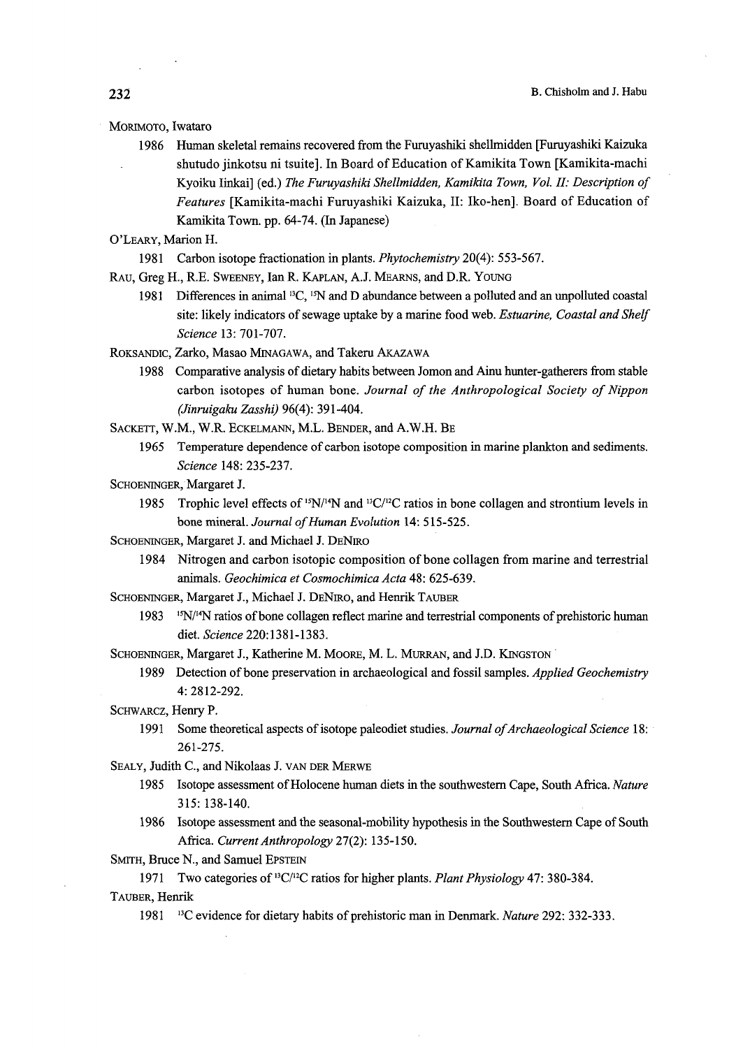MORIMOTO, Iwataro

1986 Human skeletal remains recovered from the Furuyashiki shellmidden [Furuyashiki Kaizuka shutudo jinkotsu ni tsuite]. In Board of Education of Kamikita Town [Kamikita-machi Kyoiku Iinkai] (ed.) *The Furuyashiki Shellmidden, Kamikita Town, Vol. II: Description of Features* [Kamikita-machi Furuyashiki Kaizuka, II: Iko-hen]. Board of Education of Kamikita Town. pp. 64-74. (In Japanese)

O'LEARY, Marion H.

1981 Carbon isotope fractionation in plants. *Phytochemistry* 20(4): 553-567.

RAU, Greg H., R.E. SWEENEY, Ian R. KAPLAN, A.J. MEARNS, and D.R. YOUNG

1981 Differences in animal $^{13}C$, $^{15}N$ and D abundance between a polluted and an unpolluted coastal site: likely indicators of sewage uptake by a marine food web. *Estuarine, Coastal and Shelf Science* 13: 701-707.

ROKSANDIC, Zarko, Masao MINAGAWA, and Takeru AKAZAWA

1988 Comparative analysis of dietary habits between Jomon and Ainu hunter-gatherers from stable carbon isotopes of human bone. *Journal of the Anthropological Society of Nippon (Jinruigaku Zasshi)* 96(4): 391-404.

SACKETT, W.M., W.R. ECKELMANN, M.L. BENDER, and A.W.H. BE

1965 Temperature dependence of carbon isotope composition in marine plankton and sediments. *Science* 148: 235-237.

SCHOENINGER, Margaret J.

1985 Trophic level effects of $^{15}N/^{14}N$ and $^{13}C/^{12}C$ ratios in bone collagen and strontium levels in bone mineral. *Journal of Human Evolution* 14: 515-525.

SCHOENINGER, Margaret J. and Michael J. DENIRO

1984 Nitrogen and carbon isotopic composition of bone collagen from marine and terrestrial animals. *Geochimica et Cosmochimica Acta* 48: 625-639.

SCHOENINGER, Margaret J., Michael J. DENIRO, and Henrik TAUBER

1983 $^{15}N/^{14}N$ ratios of bone collagen reflect marine and terrestrial components of prehistoric human diet. *Science* 220:1381-1383.

SCHOENINGER, Margaret J., Katherine M. MOORE, M. L. MURRAN, and J.D. KINGSTON

1989 Detection of bone preservation in archaeological and fossil samples. *Applied Geochemistry* 4: 2812-292.

SCHWARCZ, Henry P.

1991 Some theoretical aspects of isotope paleodiet studies. *Journal of Archaeological Science* 18: 261-275.

SEALY, Judith C., and Nikolaas J. VAN DER MERWE

1985 Isotope assessment of Holocene human diets in the southwestern Cape, South Africa. *Nature* 315: 138-140.

1986 Isotope assessment and the seasonal-mobility hypothesis in the Southwestern Cape of South Africa. *Current Anthropology* 27(2): 135-150.

SMITH, Bruce N., and Samuel EPSTEIN

1971 Two categories of $^{13}C/^{12}C$ ratios for higher plants. *Plant Physiology* 47: 380-384.

TAUBER, Henrik

1981 $^{13}C$ evidence for dietary habits of prehistoric man in Denmark. *Nature* 292: 332-333.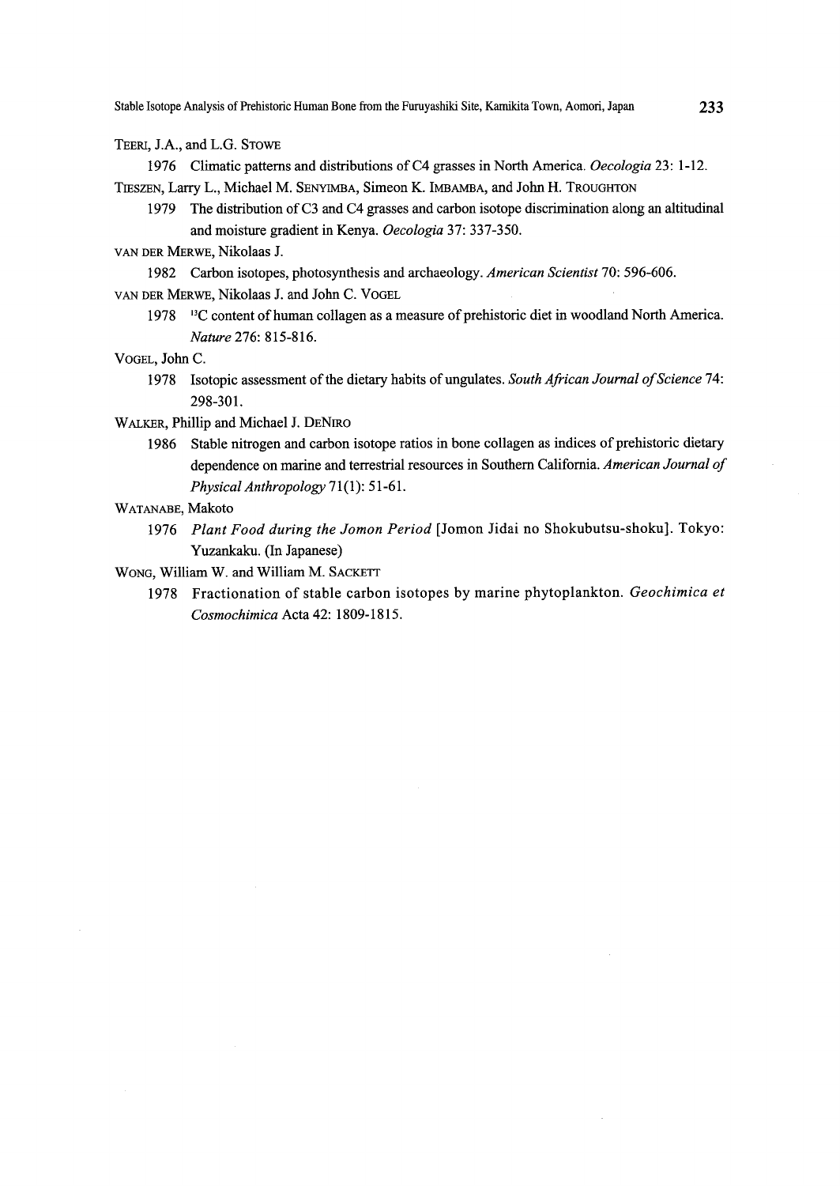TEERI, J.A., and L.G. STOWE

1976 Climatic patterns and distributions of C4 grasses in North America. *Oecologia* 23: 1-12.

TIESZEN, Larry L., Michael M. SENYIMBA, Simeon K. IMBAMBA, and John H. TROUGHTON

1979 The distribution of C3 and C4 grasses and carbon isotope discrimination along an altitudinal and moisture gradient in Kenya. *Oecologia* 37: 337-350.

VAN DER MERWE, Nikolaas J.

1982 Carbon isotopes, photosynthesis and archaeology. *American Scientist* 70: 596-606.

VAN DER MERWE, Nikolaas J. and John C. VOGEL

1978 $^{13}C$ content of human collagen as a measure of prehistoric diet in woodland North America. *Nature* 276: 815-816.

VOGEL, John C.

1978 Isotopic assessment of the dietary habits of ungulates. *South African Journal of Science* 74: 298-301.

WALKER, Phillip and Michael J. DENIRO

1986 Stable nitrogen and carbon isotope ratios in bone collagen as indices of prehistoric dietary dependence on marine and terrestrial resources in Southern California. *American Journal of Physical Anthropology* 71(1): 51-61.

WATANABE, Makoto

1976 *Plant Food during the Jomon Period* [Jomon Jidai no Shokubutsu-shoku]. Tokyo: Yuzankaku. (In Japanese)

WONG, William W. and William M. SACKETT

1978 Fractionation of stable carbon isotopes by marine phytoplankton. *Geochimica et Cosmochimica* Acta 42: 1809-1815.